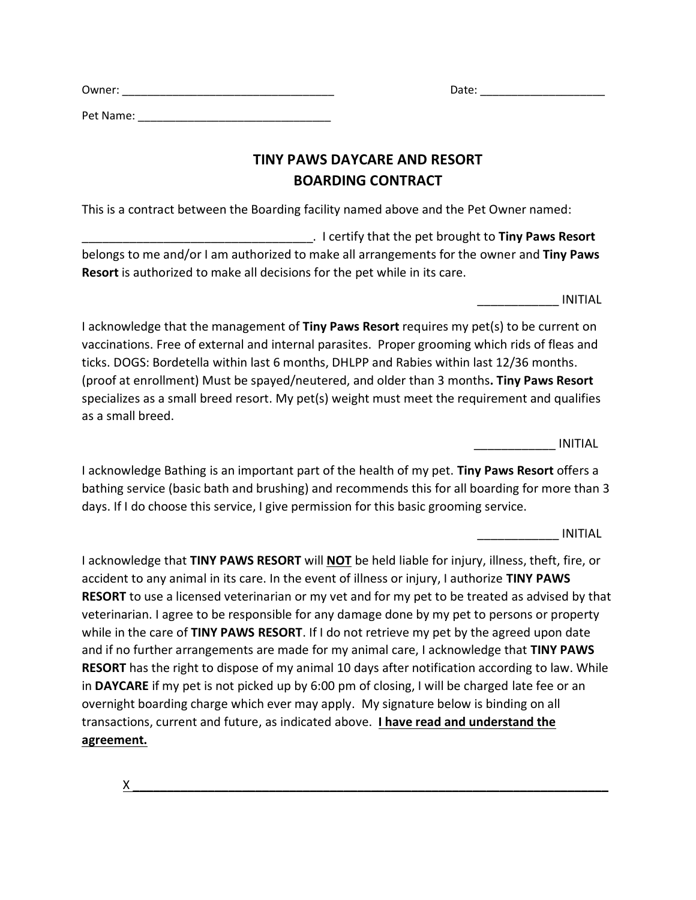Owner: ___________________________________ Date: ____________________

Pet Name: _______________________________

## TINY PAWS DAYCARE AND RESORT
## BOARDING CONTRACT

This is a contract between the Boarding facility named above and the Pet Owner named:

___________________________________. I certify that the pet brought to **Tiny Paws Resort** belongs to me and/or I am authorized to make all arrangements for the owner and **Tiny Paws Resort** is authorized to make all decisions for the pet while in its care.

____________ INITIAL

I acknowledge that the management of **Tiny Paws Resort** requires my pet(s) to be current on vaccinations. Free of external and internal parasites. Proper grooming which rids of fleas and ticks. DOGS: Bordetella within last 6 months, DHLPP and Rabies within last 12/36 months. (proof at enrollment) Must be spayed/neutered, and older than 3 months**. Tiny Paws Resort** specializes as a small breed resort. My pet(s) weight must meet the requirement and qualifies as a small breed.

____________ INITIAL

I acknowledge Bathing is an important part of the health of my pet. **Tiny Paws Resort** offers a bathing service (basic bath and brushing) and recommends this for all boarding for more than 3 days. If I do choose this service, I give permission for this basic grooming service.

____________ INITIAL

I acknowledge that **TINY PAWS RESORT** will <u>**NOT**</u> be held liable for injury, illness, theft, fire, or accident to any animal in its care. In the event of illness or injury, I authorize **TINY PAWS RESORT** to use a licensed veterinarian or my vet and for my pet to be treated as advised by that veterinarian. I agree to be responsible for any damage done by my pet to persons or property while in the care of **TINY PAWS RESORT**. If I do not retrieve my pet by the agreed upon date and if no further arrangements are made for my animal care, I acknowledge that **TINY PAWS RESORT** has the right to dispose of my animal 10 days after notification according to law. While in **DAYCARE** if my pet is not picked up by 6:00 pm of closing, I will be charged late fee or an overnight boarding charge which ever may apply. My signature below is binding on all transactions, current and future, as indicated above. <u>**I have read and understand the agreement.**</u>

X ______________________________________________________________________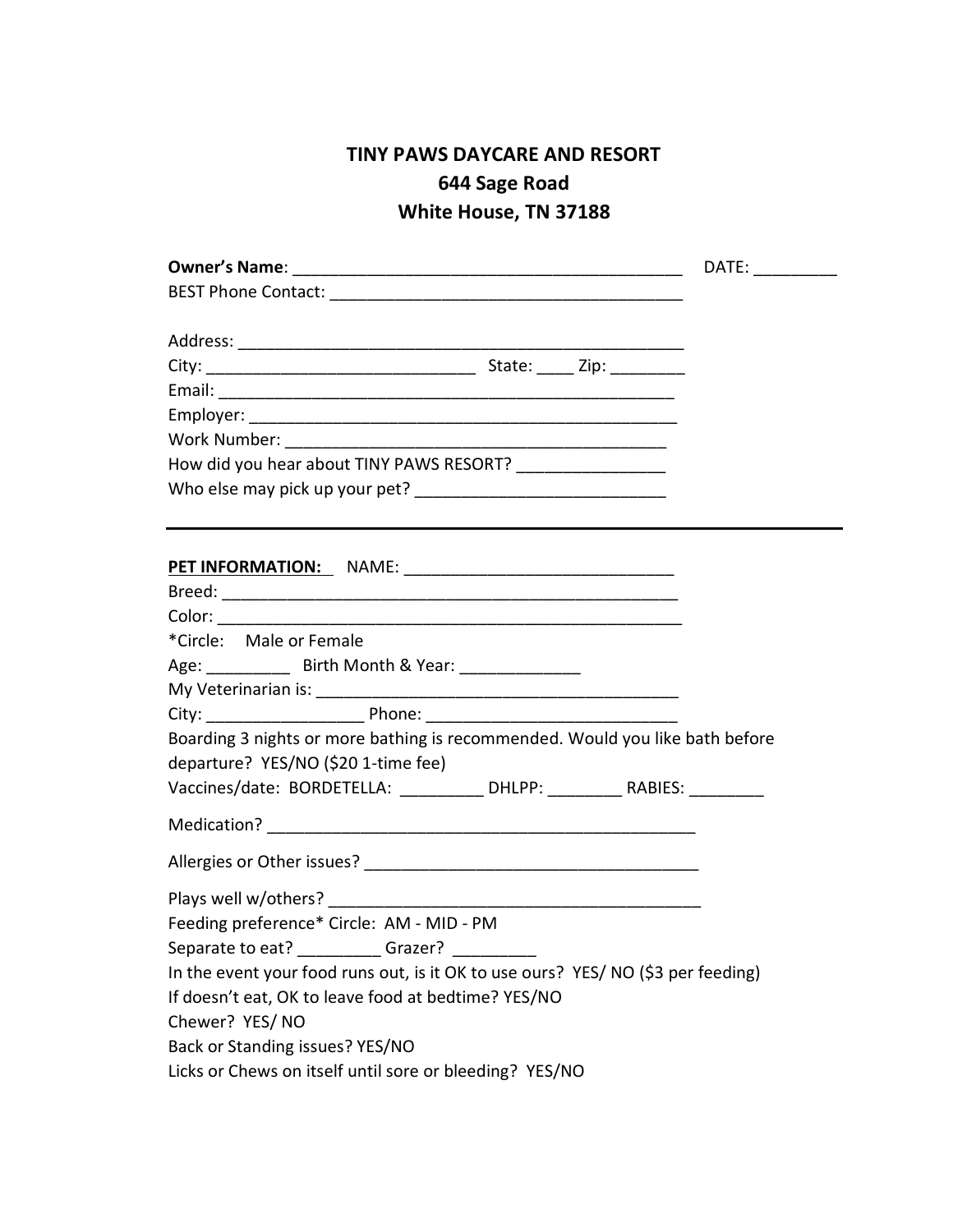# TINY PAWS DAYCARE AND RESORT
## 644 Sage Road
## White House, TN 37188

**Owner's Name**: ___________________________________________ DATE: _________

BEST Phone Contact: _______________________________________

Address: ________________________________________________

City: _____________________________ State: ____ Zip: ________

Email: ________________________________________________

Employer: ______________________________________________

Work Number: ___________________________________________

How did you hear about TINY PAWS RESORT? ________________

Who else may pick up your pet? ___________________________

---

**PET INFORMATION:** NAME: _____________________________

Breed: _________________________________________________

Color: _________________________________________________

*Circle: Male or Female

Age: _________ Birth Month & Year: _____________

My Veterinarian is: _______________________________________

City: _________________ Phone: ___________________________

Boarding 3 nights or more bathing is recommended. Would you like bath before departure? YES/NO ($20 1-time fee)

Vaccines/date: BORDETELLA: _________ DHLPP: ________ RABIES: ________

Medication? _______________________________________________

Allergies or Other issues? _____________________________________

Plays well w/others? __________________________________________

Feeding preference* Circle: AM - MID - PM

Separate to eat? _________ Grazer? _________

In the event your food runs out, is it OK to use ours? YES/ NO ($3 per feeding)

If doesn't eat, OK to leave food at bedtime? YES/NO

Chewer? YES/ NO

Back or Standing issues? YES/NO

Licks or Chews on itself until sore or bleeding? YES/NO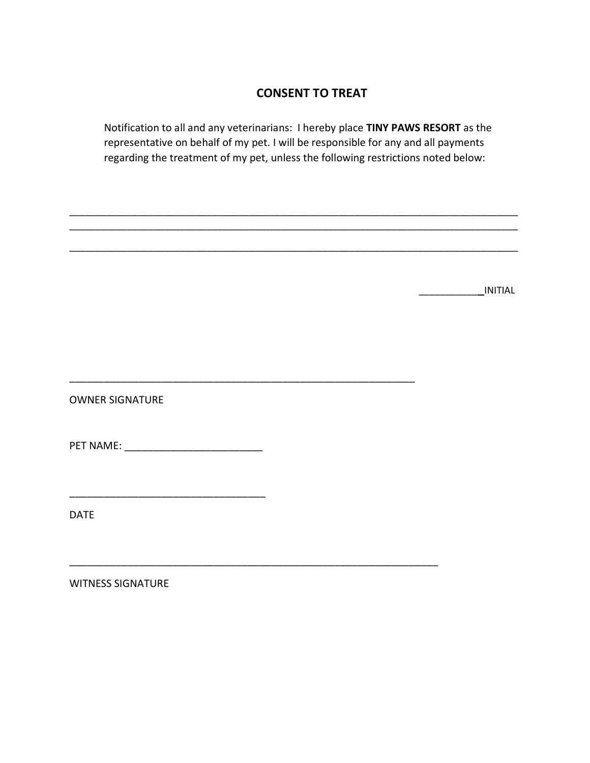## CONSENT TO TREAT

Notification to all and any veterinarians: I hereby place **TINY PAWS RESORT** as the representative on behalf of my pet. I will be responsible for any and all payments regarding the treatment of my pet, unless the following restrictions noted below:

_______________________________________________________________________________
_______________________________________________________________________________
_______________________________________________________________________________

___________INITIAL

____________________________________________________________

OWNER SIGNATURE

PET NAME: ________________________

__________________________________

DATE

_________________________________________________________________

WITNESS SIGNATURE